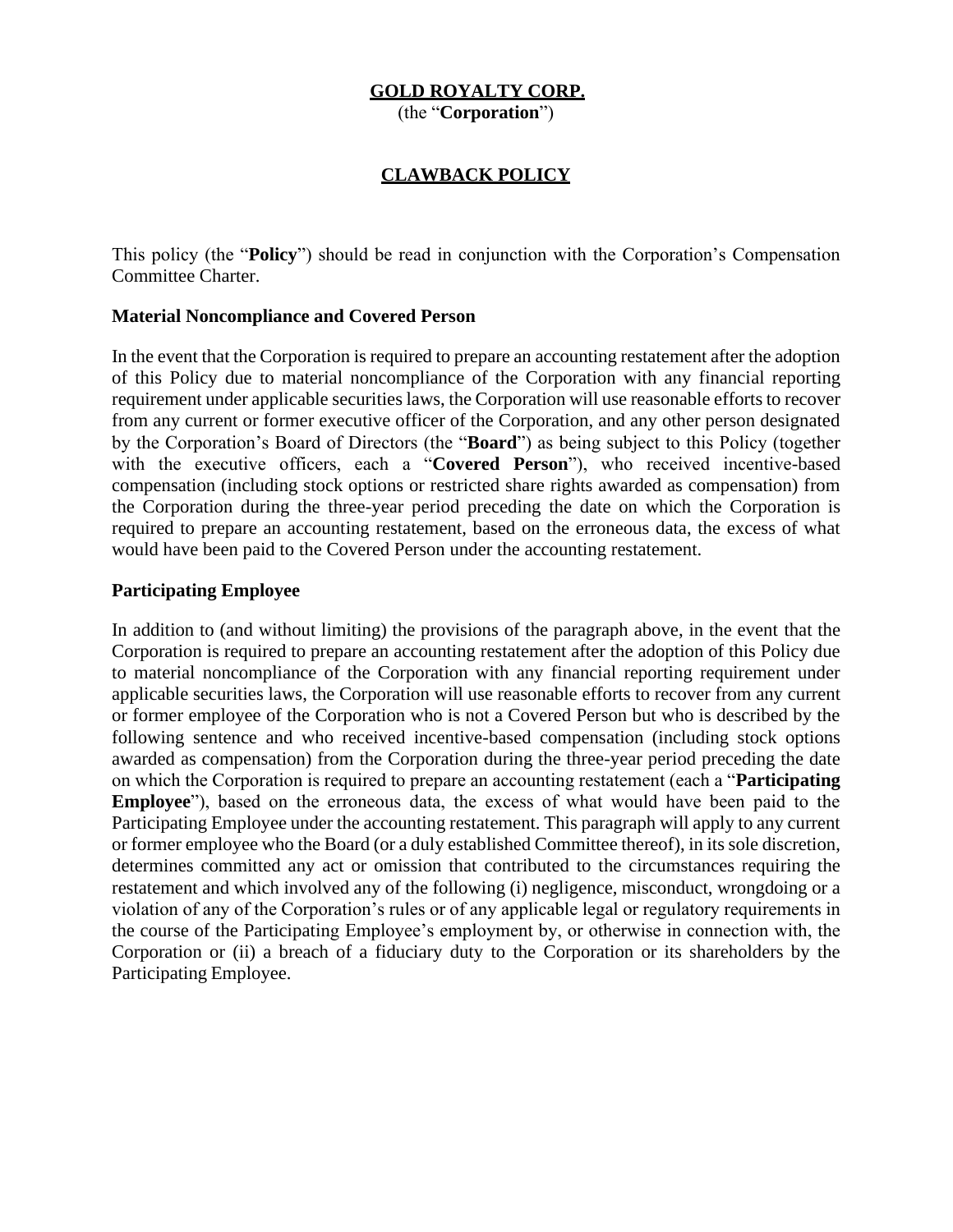# GOLD ROYALTY CORP.

(the "**Corporation**")

## CLAWBACK POLICY

This policy (the "**Policy**") should be read in conjunction with the Corporation's Compensation Committee Charter.

**Material Noncompliance and Covered Person**

In the event that the Corporation is required to prepare an accounting restatement after the adoption of this Policy due to material noncompliance of the Corporation with any financial reporting requirement under applicable securities laws, the Corporation will use reasonable efforts to recover from any current or former executive officer of the Corporation, and any other person designated by the Corporation's Board of Directors (the "**Board**") as being subject to this Policy (together with the executive officers, each a "**Covered Person**"), who received incentive-based compensation (including stock options or restricted share rights awarded as compensation) from the Corporation during the three-year period preceding the date on which the Corporation is required to prepare an accounting restatement, based on the erroneous data, the excess of what would have been paid to the Covered Person under the accounting restatement.

**Participating Employee**

In addition to (and without limiting) the provisions of the paragraph above, in the event that the Corporation is required to prepare an accounting restatement after the adoption of this Policy due to material noncompliance of the Corporation with any financial reporting requirement under applicable securities laws, the Corporation will use reasonable efforts to recover from any current or former employee of the Corporation who is not a Covered Person but who is described by the following sentence and who received incentive-based compensation (including stock options awarded as compensation) from the Corporation during the three-year period preceding the date on which the Corporation is required to prepare an accounting restatement (each a "**Participating Employee**"), based on the erroneous data, the excess of what would have been paid to the Participating Employee under the accounting restatement. This paragraph will apply to any current or former employee who the Board (or a duly established Committee thereof), in its sole discretion, determines committed any act or omission that contributed to the circumstances requiring the restatement and which involved any of the following (i) negligence, misconduct, wrongdoing or a violation of any of the Corporation's rules or of any applicable legal or regulatory requirements in the course of the Participating Employee's employment by, or otherwise in connection with, the Corporation or (ii) a breach of a fiduciary duty to the Corporation or its shareholders by the Participating Employee.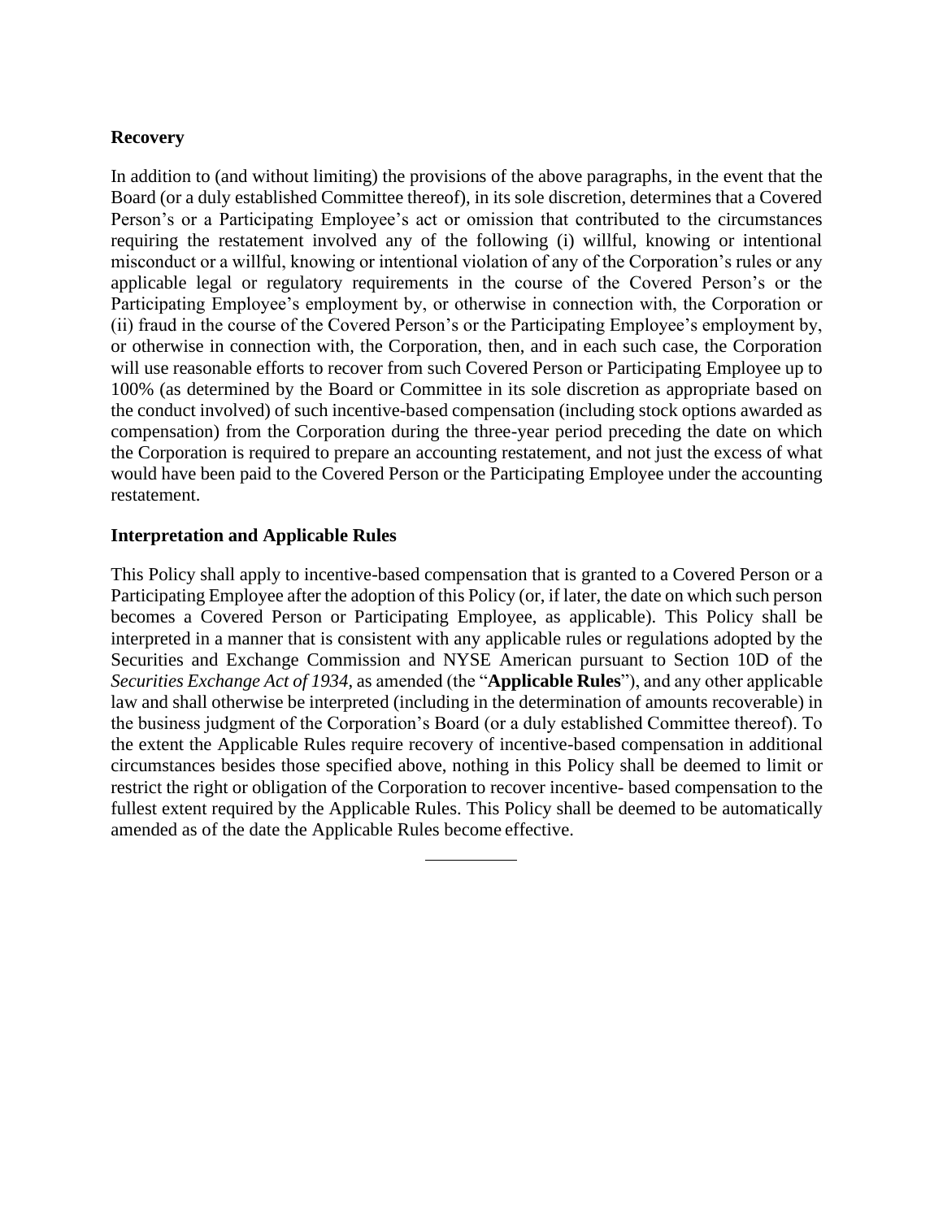**Recovery**

In addition to (and without limiting) the provisions of the above paragraphs, in the event that the Board (or a duly established Committee thereof), in its sole discretion, determines that a Covered Person's or a Participating Employee's act or omission that contributed to the circumstances requiring the restatement involved any of the following (i) willful, knowing or intentional misconduct or a willful, knowing or intentional violation of any of the Corporation's rules or any applicable legal or regulatory requirements in the course of the Covered Person's or the Participating Employee's employment by, or otherwise in connection with, the Corporation or (ii) fraud in the course of the Covered Person's or the Participating Employee's employment by, or otherwise in connection with, the Corporation, then, and in each such case, the Corporation will use reasonable efforts to recover from such Covered Person or Participating Employee up to 100% (as determined by the Board or Committee in its sole discretion as appropriate based on the conduct involved) of such incentive-based compensation (including stock options awarded as compensation) from the Corporation during the three-year period preceding the date on which the Corporation is required to prepare an accounting restatement, and not just the excess of what would have been paid to the Covered Person or the Participating Employee under the accounting restatement.

**Interpretation and Applicable Rules**

This Policy shall apply to incentive-based compensation that is granted to a Covered Person or a Participating Employee after the adoption of this Policy (or, if later, the date on which such person becomes a Covered Person or Participating Employee, as applicable). This Policy shall be interpreted in a manner that is consistent with any applicable rules or regulations adopted by the Securities and Exchange Commission and NYSE American pursuant to Section 10D of the *Securities Exchange Act of 1934*, as amended (the "**Applicable Rules**"), and any other applicable law and shall otherwise be interpreted (including in the determination of amounts recoverable) in the business judgment of the Corporation's Board (or a duly established Committee thereof). To the extent the Applicable Rules require recovery of incentive-based compensation in additional circumstances besides those specified above, nothing in this Policy shall be deemed to limit or restrict the right or obligation of the Corporation to recover incentive- based compensation to the fullest extent required by the Applicable Rules. This Policy shall be deemed to be automatically amended as of the date the Applicable Rules become effective.